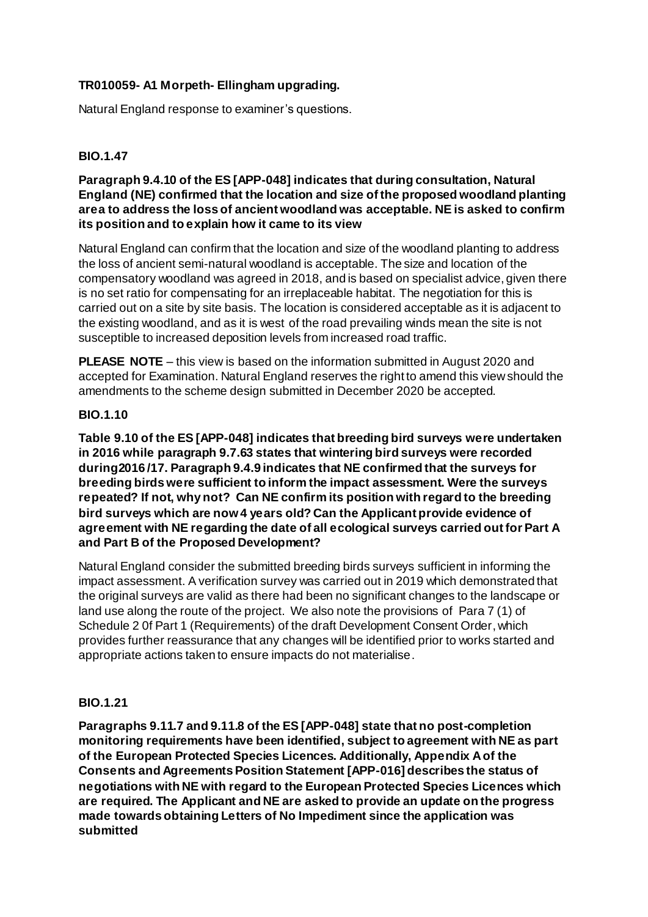**TR010059- A1 Morpeth- Ellingham upgrading.**

Natural England response to examiner's questions.

**BIO.1.47**

**Paragraph 9.4.10 of the ES [APP-048] indicates that during consultation, Natural England (NE) confirmed that the location and size of the proposed woodland planting area to address the loss of ancient woodland was acceptable. NE is asked to confirm its position and to explain how it came to its view**

Natural England can confirm that the location and size of the woodland planting to address the loss of ancient semi-natural woodland is acceptable. The size and location of the compensatory woodland was agreed in 2018, and is based on specialist advice, given there is no set ratio for compensating for an irreplaceable habitat. The negotiation for this is carried out on a site by site basis. The location is considered acceptable as it is adjacent to the existing woodland, and as it is west of the road prevailing winds mean the site is not susceptible to increased deposition levels from increased road traffic.

**PLEASE NOTE** – this view is based on the information submitted in August 2020 and accepted for Examination. Natural England reserves the right to amend this view should the amendments to the scheme design submitted in December 2020 be accepted.

**BIO.1.10**

**Table 9.10 of the ES [APP-048] indicates that breeding bird surveys were undertaken in 2016 while paragraph 9.7.63 states that wintering bird surveys were recorded during 2016 /17. Paragraph 9.4.9 indicates that NE confirmed that the surveys for breeding birds were sufficient to inform the impact assessment. Were the surveys repeated? If not, why not? Can NE confirm its position with regard to the breeding bird surveys which are now 4 years old? Can the Applicant provide evidence of agreement with NE regarding the date of all ecological surveys carried out for Part A and Part B of the Proposed Development?**

Natural England consider the submitted breeding birds surveys sufficient in informing the impact assessment. A verification survey was carried out in 2019 which demonstrated that the original surveys are valid as there had been no significant changes to the landscape or land use along the route of the project. We also note the provisions of Para 7 (1) of Schedule 2 0f Part 1 (Requirements) of the draft Development Consent Order, which provides further reassurance that any changes will be identified prior to works started and appropriate actions taken to ensure impacts do not materialise.

**BIO.1.21**

**Paragraphs 9.11.7 and 9.11.8 of the ES [APP-048] state that no post-completion monitoring requirements have been identified, subject to agreement with NE as part of the European Protected Species Licences. Additionally, Appendix A of the Consents and Agreements Position Statement [APP-016] describes the status of negotiations with NE with regard to the European Protected Species Licences which are required. The Applicant and NE are asked to provide an update on the progress made towards obtaining Letters of No Impediment since the application was submitted**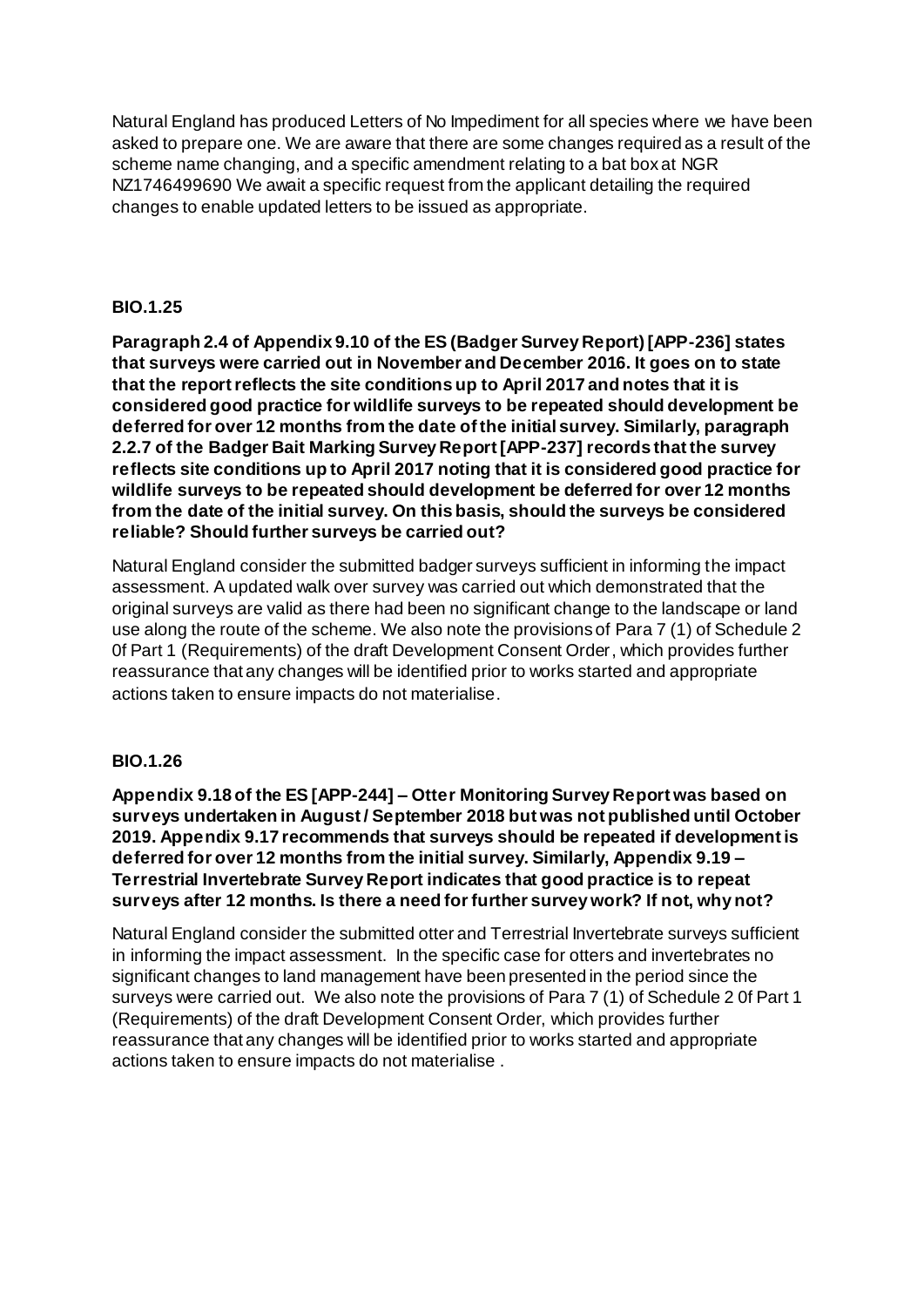Natural England has produced Letters of No Impediment for all species where we have been asked to prepare one. We are aware that there are some changes required as a result of the scheme name changing, and a specific amendment relating to a bat box at NGR NZ1746499690 We await a specific request from the applicant detailing the required changes to enable updated letters to be issued as appropriate.

**BIO.1.25**

**Paragraph 2.4 of Appendix 9.10 of the ES (Badger Survey Report) [APP-236] states that surveys were carried out in November and December 2016. It goes on to state that the report reflects the site conditions up to April 2017 and notes that it is considered good practice for wildlife surveys to be repeated should development be deferred for over 12 months from the date of the initial survey. Similarly, paragraph 2.2.7 of the Badger Bait Marking Survey Report [APP-237] records that the survey reflects site conditions up to April 2017 noting that it is considered good practice for wildlife surveys to be repeated should development be deferred for over 12 months from the date of the initial survey. On this basis, should the surveys be considered reliable? Should further surveys be carried out?**

Natural England consider the submitted badger surveys sufficient in informing the impact assessment. A updated walk over survey was carried out which demonstrated that the original surveys are valid as there had been no significant change to the landscape or land use along the route of the scheme. We also note the provisions of Para 7 (1) of Schedule 2 0f Part 1 (Requirements) of the draft Development Consent Order, which provides further reassurance that any changes will be identified prior to works started and appropriate actions taken to ensure impacts do not materialise.

**BIO.1.26**

**Appendix 9.18 of the ES [APP-244] – Otter Monitoring Survey Report was based on surveys undertaken in August / September 2018 but was not published until October 2019. Appendix 9.17 recommends that surveys should be repeated if development is deferred for over 12 months from the initial survey. Similarly, Appendix 9.19 – Terrestrial Invertebrate Survey Report indicates that good practice is to repeat surveys after 12 months. Is there a need for further survey work? If not, why not?**

Natural England consider the submitted otter and Terrestrial Invertebrate surveys sufficient in informing the impact assessment. In the specific case for otters and invertebrates no significant changes to land management have been presented in the period since the surveys were carried out. We also note the provisions of Para 7 (1) of Schedule 2 0f Part 1 (Requirements) of the draft Development Consent Order, which provides further reassurance that any changes will be identified prior to works started and appropriate actions taken to ensure impacts do not materialise .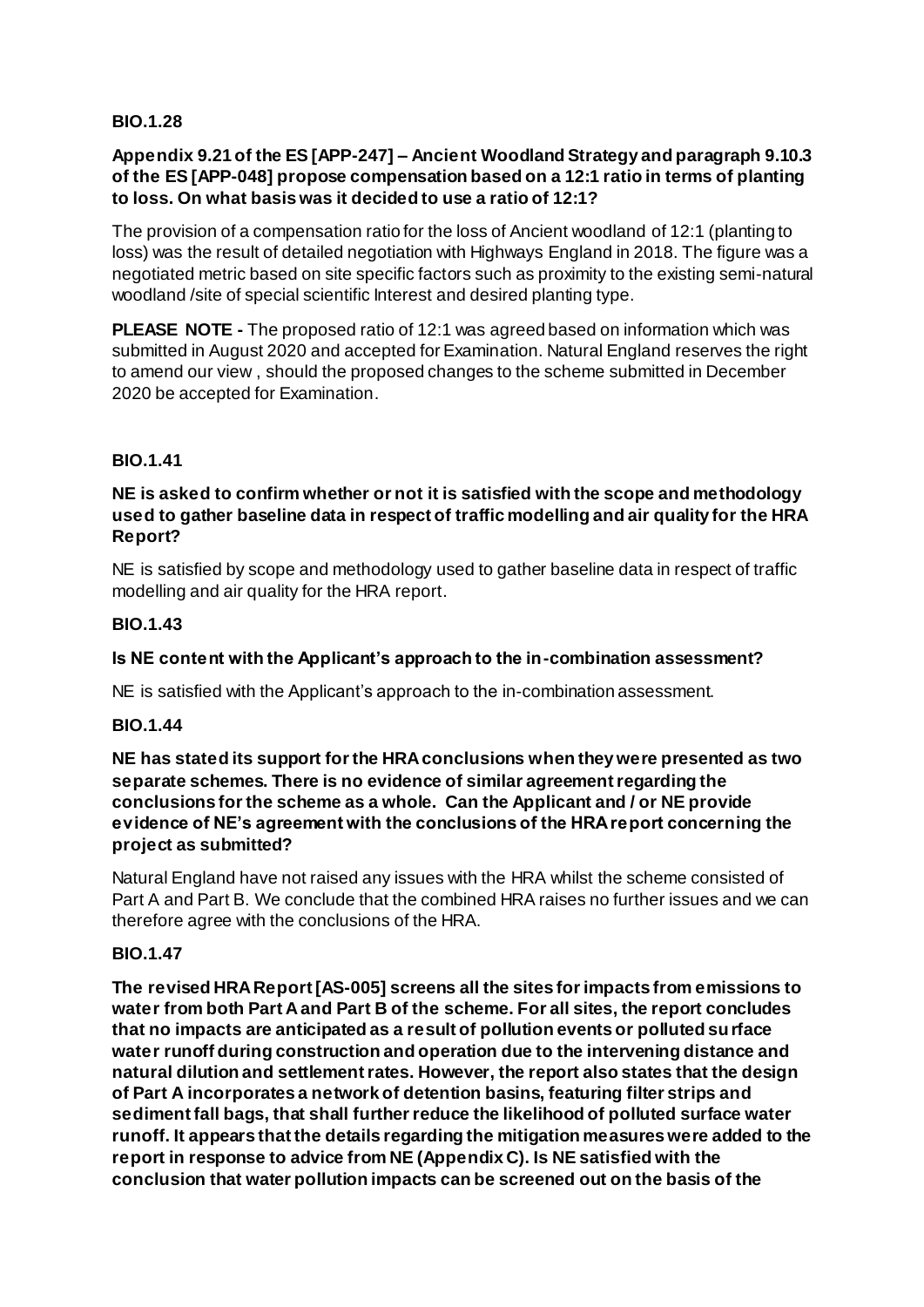**BIO.1.28**

**Appendix 9.21 of the ES [APP-247] – Ancient Woodland Strategy and paragraph 9.10.3 of the ES [APP-048] propose compensation based on a 12:1 ratio in terms of planting to loss. On what basis was it decided to use a ratio of 12:1?**

The provision of a compensation ratio for the loss of Ancient woodland of 12:1 (planting to loss) was the result of detailed negotiation with Highways England in 2018. The figure was a negotiated metric based on site specific factors such as proximity to the existing semi-natural woodland /site of special scientific Interest and desired planting type.

**PLEASE NOTE -** The proposed ratio of 12:1 was agreed based on information which was submitted in August 2020 and accepted for Examination. Natural England reserves the right to amend our view , should the proposed changes to the scheme submitted in December 2020 be accepted for Examination.

**BIO.1.41**

**NE is asked to confirm whether or not it is satisfied with the scope and methodology used to gather baseline data in respect of traffic modelling and air quality for the HRA Report?**

NE is satisfied by scope and methodology used to gather baseline data in respect of traffic modelling and air quality for the HRA report.

**BIO.1.43**

**Is NE content with the Applicant's approach to the in-combination assessment?**

NE is satisfied with the Applicant's approach to the in-combination assessment.

**BIO.1.44**

**NE has stated its support for the HRA conclusions when they were presented as two separate schemes. There is no evidence of similar agreement regarding the conclusions for the scheme as a whole. Can the Applicant and / or NE provide evidence of NE's agreement with the conclusions of the HRA report concerning the project as submitted?**

Natural England have not raised any issues with the HRA whilst the scheme consisted of Part A and Part B. We conclude that the combined HRA raises no further issues and we can therefore agree with the conclusions of the HRA.

**BIO.1.47**

**The revised HRA Report [AS-005] screens all the sites for impacts from emissions to water from both Part A and Part B of the scheme. For all sites, the report concludes that no impacts are anticipated as a result of pollution events or polluted surface water runoff during construction and operation due to the intervening distance and natural dilution and settlement rates. However, the report also states that the design of Part A incorporates a network of detention basins, featuring filter strips and sediment fall bags, that shall further reduce the likelihood of polluted surface water runoff. It appears that the details regarding the mitigation measures were added to the report in response to advice from NE (Appendix C). Is NE satisfied with the conclusion that water pollution impacts can be screened out on the basis of the**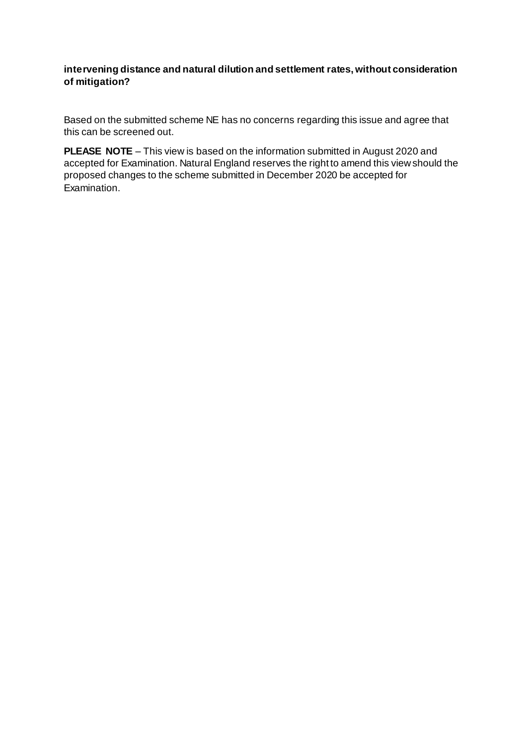**intervening distance and natural dilution and settlement rates, without consideration of mitigation?**

Based on the submitted scheme NE has no concerns regarding this issue and agree that this can be screened out.

**PLEASE NOTE** – This view is based on the information submitted in August 2020 and accepted for Examination. Natural England reserves the right to amend this view should the proposed changes to the scheme submitted in December 2020 be accepted for Examination.